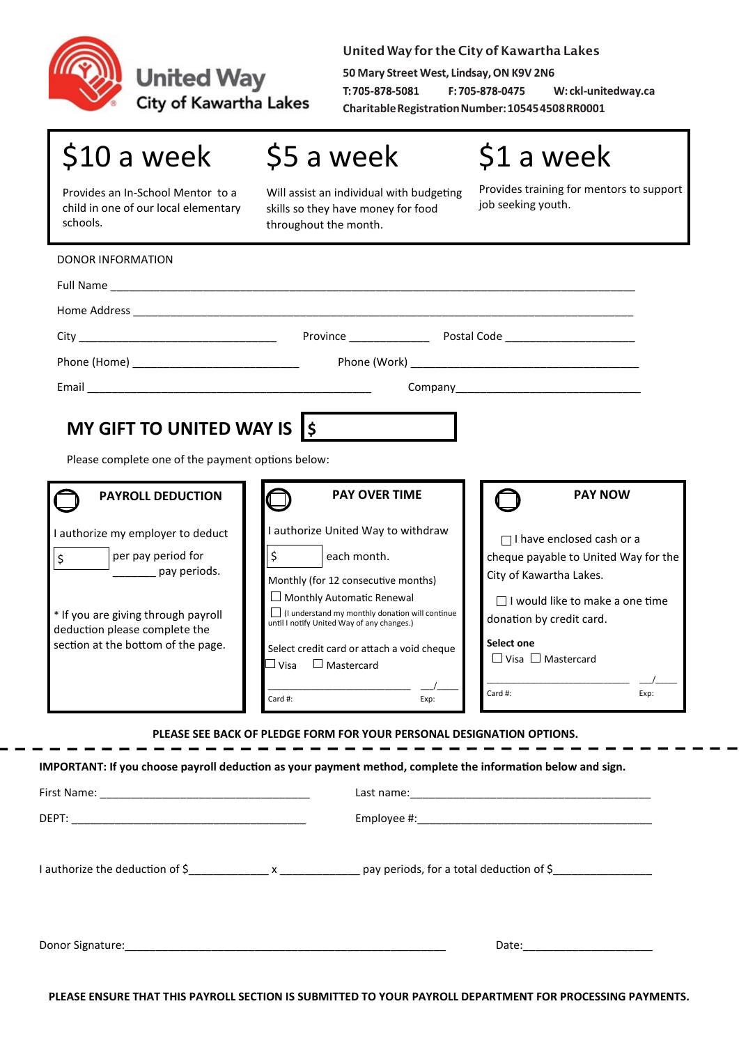United Way City of Kawartha Lakes

**United Way for the City of Kawartha Lakes**

**50 Mary Street West, Lindsay, ON K9V 2N6**

**T: 705-878-5081  F: 705-878-0475  W: ckl-unitedway.ca**

**Charitable Registration Number: 105454508RR0001**

| $10 a week | $5 a week | $1 a week |
|---|---|---|
| Provides an In-School Mentor to a child in one of our local elementary schools. | Will assist an individual with budgeting skills so they have money for food throughout the month. | Provides training for mentors to support job seeking youth. |

DONOR INFORMATION

Full Name ______________________________________________________________________________

Home Address __________________________________________________________________________

City ______________________________ Province ____________ Postal Code ____________________

Phone (Home) __________________________ Phone (Work) ______________________________________

Email _____________________________________________ Company________________________________

## MY GIFT TO UNITED WAY IS $

Please complete one of the payment options below:

### PAYROLL DEDUCTION

I authorize my employer to deduct

$ ______ per pay period for _______ pay periods.

\* If you are giving through payroll deduction please complete the section at the bottom of the page.

### PAY OVER TIME

I authorize United Way to withdraw

$ ______ each month.

Monthly (for 12 consecutive months)

☐ Monthly Automatic Renewal

☐ (I understand my monthly donation will continue until I notify United Way of any changes.)

Select credit card or attach a void cheque

☐ Visa ☐ Mastercard

Card #: ______________________________ Exp: ___/____

### PAY NOW

☐ I have enclosed cash or a cheque payable to United Way for the City of Kawartha Lakes.

☐ I would like to make a one time donation by credit card.

**Select one**

☐ Visa ☐ Mastercard

Card #: ______________________________ Exp: ___/____

**PLEASE SEE BACK OF PLEDGE FORM FOR YOUR PERSONAL DESIGNATION OPTIONS.**

- - - - - - - - - - - - - - - - - - - - - - - - - - - - - - - - - - - - - - - -

**IMPORTANT: If you choose payroll deduction as your payment method, complete the information below and sign.**

First Name: __________________________________ Last name:_________________________________________

DEPT: ______________________________________ Employee #:________________________________________

I authorize the deduction of $_____________ x _____________ pay periods, for a total deduction of $________________

Donor Signature:_______________________________________________________ Date:_____________________

**PLEASE ENSURE THAT THIS PAYROLL SECTION IS SUBMITTED TO YOUR PAYROLL DEPARTMENT FOR PROCESSING PAYMENTS.**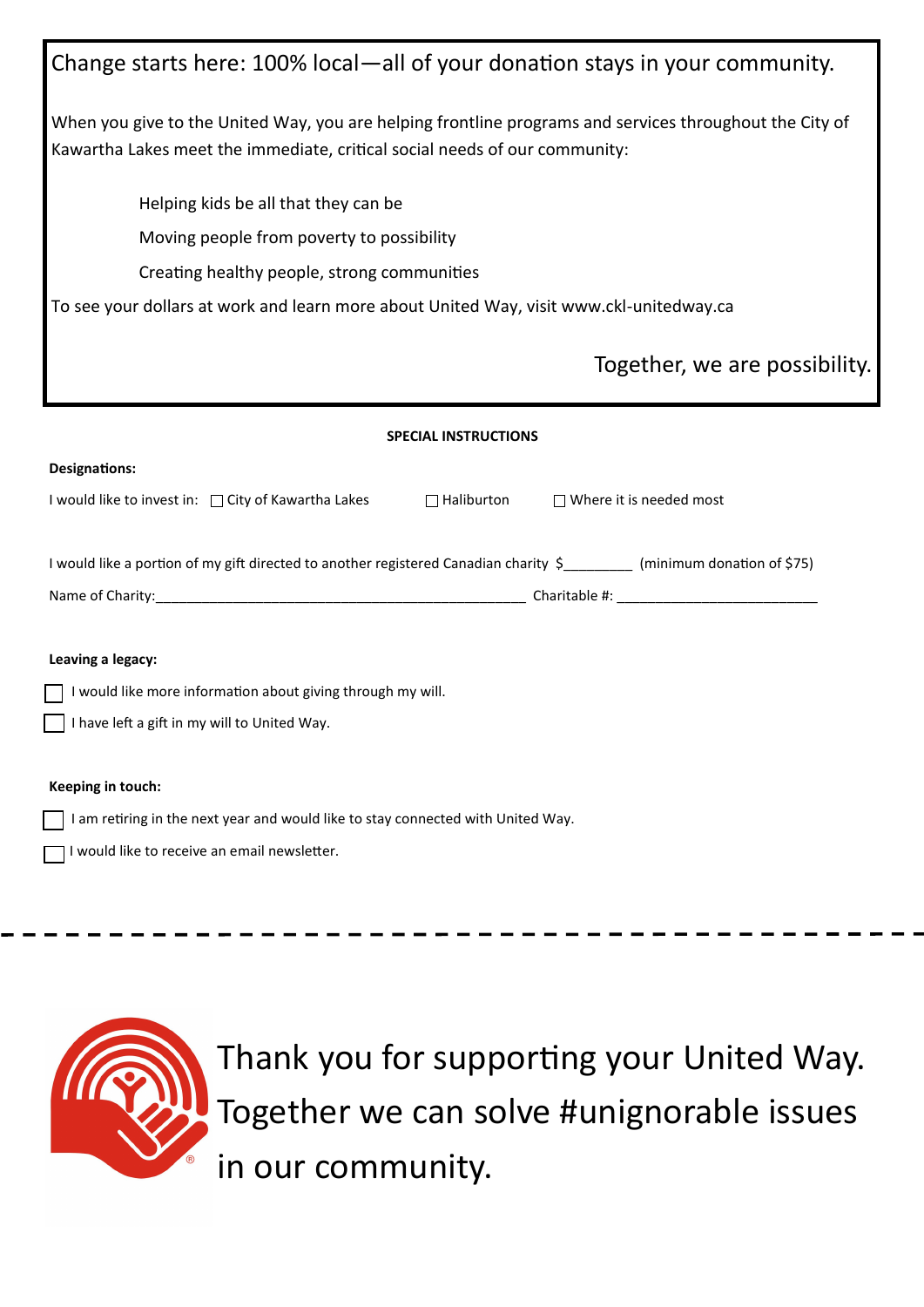Change starts here: 100% local—all of your donation stays in your community.

When you give to the United Way, you are helping frontline programs and services throughout the City of Kawartha Lakes meet the immediate, critical social needs of our community:

- Helping kids be all that they can be
- Moving people from poverty to possibility
- Creating healthy people, strong communities

To see your dollars at work and learn more about United Way, visit www.ckl-unitedway.ca

Together, we are possibility.

## SPECIAL INSTRUCTIONS

**Designations:**

I would like to invest in: ☐ City of Kawartha Lakes ☐ Haliburton ☐ Where it is needed most

I would like a portion of my gift directed to another registered Canadian charity $_________ (minimum donation of $75)

Name of Charity:_________________________________________________ Charitable #: __________________________

**Leaving a legacy:**

☐ I would like more information about giving through my will.

☐ I have left a gift in my will to United Way.

**Keeping in touch:**

☐ I am retiring in the next year and would like to stay connected with United Way.

☐ I would like to receive an email newsletter.

Thank you for supporting your United Way. Together we can solve #unignorable issues in our community.